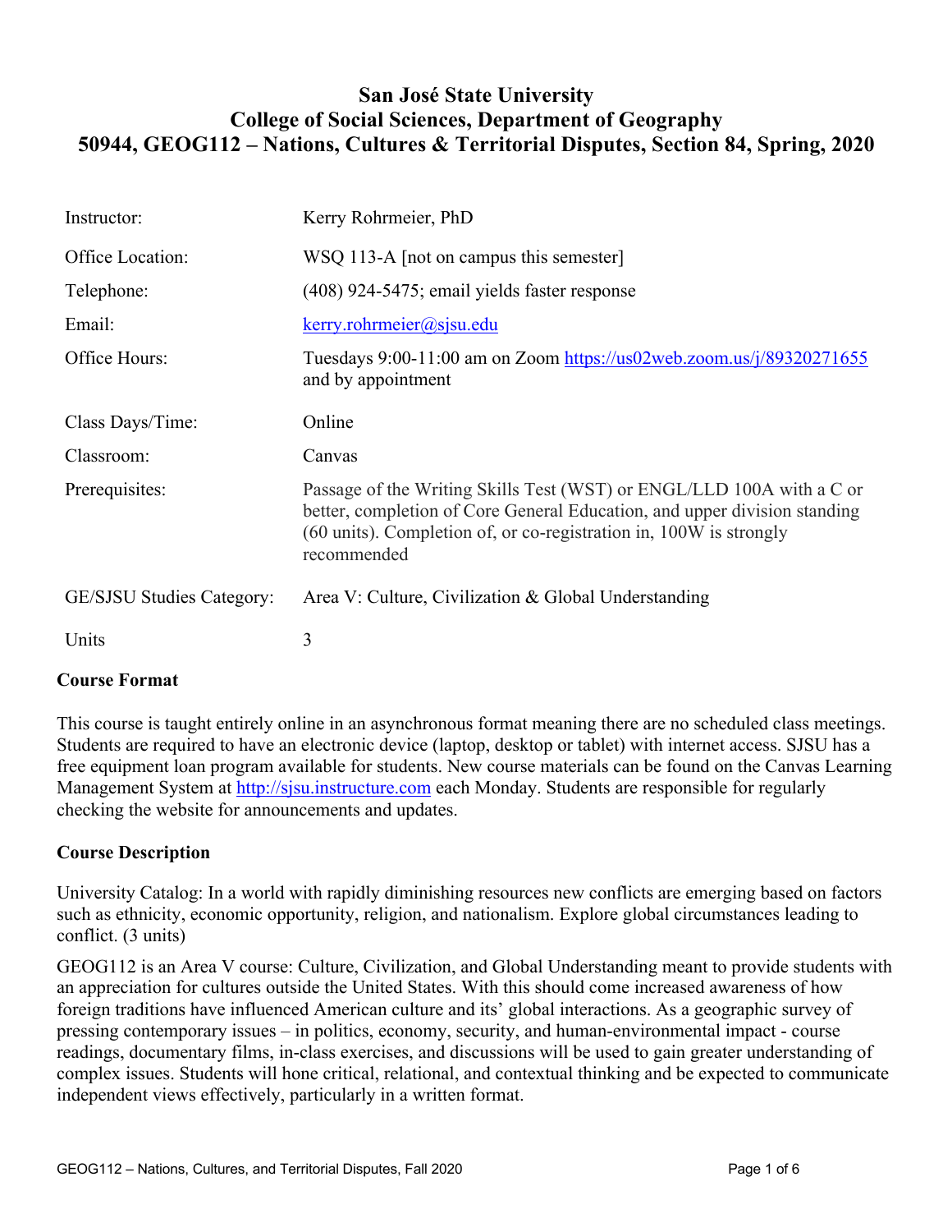# San José State University
# College of Social Sciences, Department of Geography
# 50944, GEOG112 – Nations, Cultures & Territorial Disputes, Section 84, Spring, 2020

| | |
|---|---|
| Instructor: | Kerry Rohrmeier, PhD |
| Office Location: | WSQ 113-A [not on campus this semester] |
| Telephone: | (408) 924-5475; email yields faster response |
| Email: | kerry.rohrmeier@sjsu.edu |
| Office Hours: | Tuesdays 9:00-11:00 am on Zoom https://us02web.zoom.us/j/89320271655 and by appointment |
| Class Days/Time: | Online |
| Classroom: | Canvas |
| Prerequisites: | Passage of the Writing Skills Test (WST) or ENGL/LLD 100A with a C or better, completion of Core General Education, and upper division standing (60 units). Completion of, or co-registration in, 100W is strongly recommended |
| GE/SJSU Studies Category: | Area V: Culture, Civilization & Global Understanding |
| Units | 3 |

## Course Format

This course is taught entirely online in an asynchronous format meaning there are no scheduled class meetings. Students are required to have an electronic device (laptop, desktop or tablet) with internet access. SJSU has a free equipment loan program available for students. New course materials can be found on the Canvas Learning Management System at http://sjsu.instructure.com each Monday. Students are responsible for regularly checking the website for announcements and updates.

## Course Description

University Catalog: In a world with rapidly diminishing resources new conflicts are emerging based on factors such as ethnicity, economic opportunity, religion, and nationalism. Explore global circumstances leading to conflict. (3 units)

GEOG112 is an Area V course: Culture, Civilization, and Global Understanding meant to provide students with an appreciation for cultures outside the United States. With this should come increased awareness of how foreign traditions have influenced American culture and its' global interactions. As a geographic survey of pressing contemporary issues – in politics, economy, security, and human-environmental impact - course readings, documentary films, in-class exercises, and discussions will be used to gain greater understanding of complex issues. Students will hone critical, relational, and contextual thinking and be expected to communicate independent views effectively, particularly in a written format.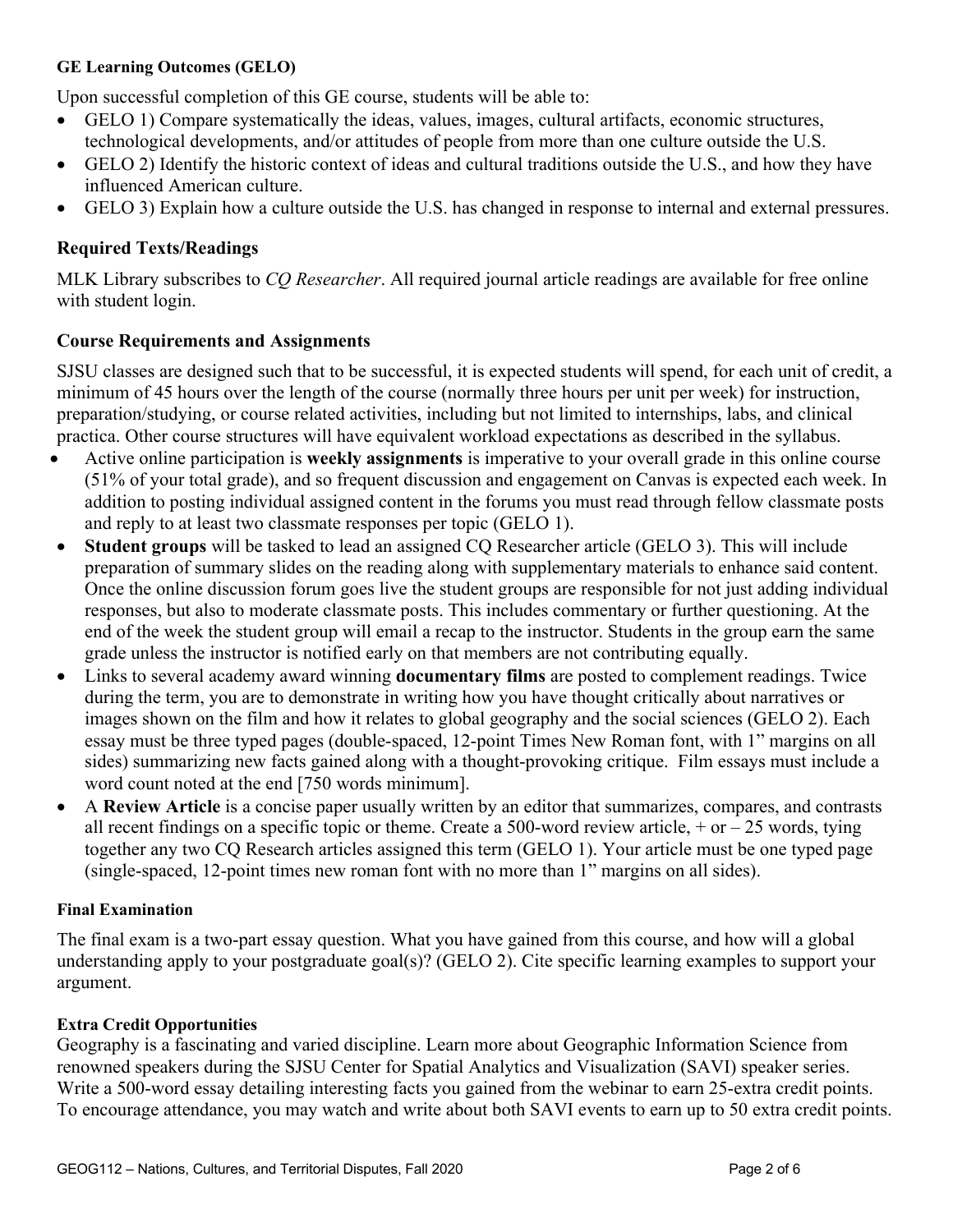### GE Learning Outcomes (GELO)

Upon successful completion of this GE course, students will be able to:

- GELO 1) Compare systematically the ideas, values, images, cultural artifacts, economic structures, technological developments, and/or attitudes of people from more than one culture outside the U.S.
- GELO 2) Identify the historic context of ideas and cultural traditions outside the U.S., and how they have influenced American culture.
- GELO 3) Explain how a culture outside the U.S. has changed in response to internal and external pressures.

## Required Texts/Readings

MLK Library subscribes to *CQ Researcher*. All required journal article readings are available for free online with student login.

## Course Requirements and Assignments

SJSU classes are designed such that to be successful, it is expected students will spend, for each unit of credit, a minimum of 45 hours over the length of the course (normally three hours per unit per week) for instruction, preparation/studying, or course related activities, including but not limited to internships, labs, and clinical practica. Other course structures will have equivalent workload expectations as described in the syllabus.

- Active online participation is **weekly assignments** is imperative to your overall grade in this online course (51% of your total grade), and so frequent discussion and engagement on Canvas is expected each week. In addition to posting individual assigned content in the forums you must read through fellow classmate posts and reply to at least two classmate responses per topic (GELO 1).
- **Student groups** will be tasked to lead an assigned CQ Researcher article (GELO 3). This will include preparation of summary slides on the reading along with supplementary materials to enhance said content. Once the online discussion forum goes live the student groups are responsible for not just adding individual responses, but also to moderate classmate posts. This includes commentary or further questioning. At the end of the week the student group will email a recap to the instructor. Students in the group earn the same grade unless the instructor is notified early on that members are not contributing equally.
- Links to several academy award winning **documentary films** are posted to complement readings. Twice during the term, you are to demonstrate in writing how you have thought critically about narratives or images shown on the film and how it relates to global geography and the social sciences (GELO 2). Each essay must be three typed pages (double-spaced, 12-point Times New Roman font, with 1" margins on all sides) summarizing new facts gained along with a thought-provoking critique. Film essays must include a word count noted at the end [750 words minimum].
- A **Review Article** is a concise paper usually written by an editor that summarizes, compares, and contrasts all recent findings on a specific topic or theme. Create a 500-word review article, + or – 25 words, tying together any two CQ Research articles assigned this term (GELO 1). Your article must be one typed page (single-spaced, 12-point times new roman font with no more than 1" margins on all sides).

### Final Examination

The final exam is a two-part essay question. What you have gained from this course, and how will a global understanding apply to your postgraduate goal(s)? (GELO 2). Cite specific learning examples to support your argument.

### Extra Credit Opportunities

Geography is a fascinating and varied discipline. Learn more about Geographic Information Science from renowned speakers during the SJSU Center for Spatial Analytics and Visualization (SAVI) speaker series. Write a 500-word essay detailing interesting facts you gained from the webinar to earn 25-extra credit points. To encourage attendance, you may watch and write about both SAVI events to earn up to 50 extra credit points.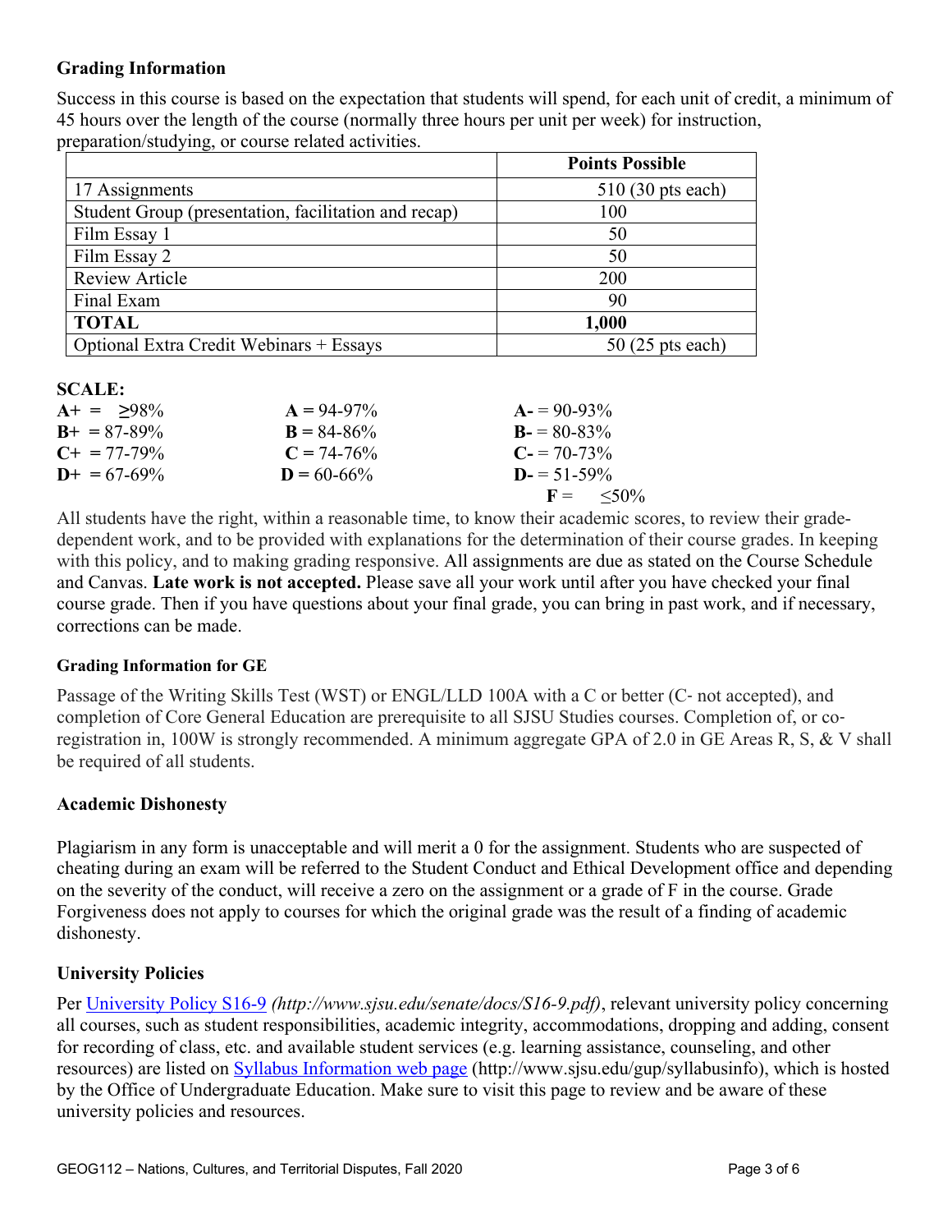## Grading Information

Success in this course is based on the expectation that students will spend, for each unit of credit, a minimum of 45 hours over the length of the course (normally three hours per unit per week) for instruction, preparation/studying, or course related activities.

| | Points Possible |
|---|---|
| 17 Assignments | 510 (30 pts each) |
| Student Group (presentation, facilitation and recap) | 100 |
| Film Essay 1 | 50 |
| Film Essay 2 | 50 |
| Review Article | 200 |
| Final Exam | 90 |
| **TOTAL** | **1,000** |
| Optional Extra Credit Webinars + Essays | 50 (25 pts each) |

**SCALE:**

| | | |
|---|---|---|
| **A+** = ≥98% | **A** = 94-97% | **A-** = 90-93% |
| **B+** = 87-89% | **B** = 84-86% | **B-** = 80-83% |
| **C+** = 77-79% | **C** = 74-76% | **C-** = 70-73% |
| **D+** = 67-69% | **D** = 60-66% | **D-** = 51-59% |
| | | **F** = ≤50% |

All students have the right, within a reasonable time, to know their academic scores, to review their grade-dependent work, and to be provided with explanations for the determination of their course grades. In keeping with this policy, and to making grading responsive. All assignments are due as stated on the Course Schedule and Canvas. **Late work is not accepted.** Please save all your work until after you have checked your final course grade. Then if you have questions about your final grade, you can bring in past work, and if necessary, corrections can be made.

### Grading Information for GE

Passage of the Writing Skills Test (WST) or ENGL/LLD 100A with a C or better (C- not accepted), and completion of Core General Education are prerequisite to all SJSU Studies courses. Completion of, or co-registration in, 100W is strongly recommended. A minimum aggregate GPA of 2.0 in GE Areas R, S, & V shall be required of all students.

## Academic Dishonesty

Plagiarism in any form is unacceptable and will merit a 0 for the assignment. Students who are suspected of cheating during an exam will be referred to the Student Conduct and Ethical Development office and depending on the severity of the conduct, will receive a zero on the assignment or a grade of F in the course. Grade Forgiveness does not apply to courses for which the original grade was the result of a finding of academic dishonesty.

## University Policies

Per [University Policy S16-9](http://www.sjsu.edu/senate/docs/S16-9.pdf) *(http://www.sjsu.edu/senate/docs/S16-9.pdf)*, relevant university policy concerning all courses, such as student responsibilities, academic integrity, accommodations, dropping and adding, consent for recording of class, etc. and available student services (e.g. learning assistance, counseling, and other resources) are listed on [Syllabus Information web page](http://www.sjsu.edu/gup/syllabusinfo) (http://www.sjsu.edu/gup/syllabusinfo), which is hosted by the Office of Undergraduate Education. Make sure to visit this page to review and be aware of these university policies and resources.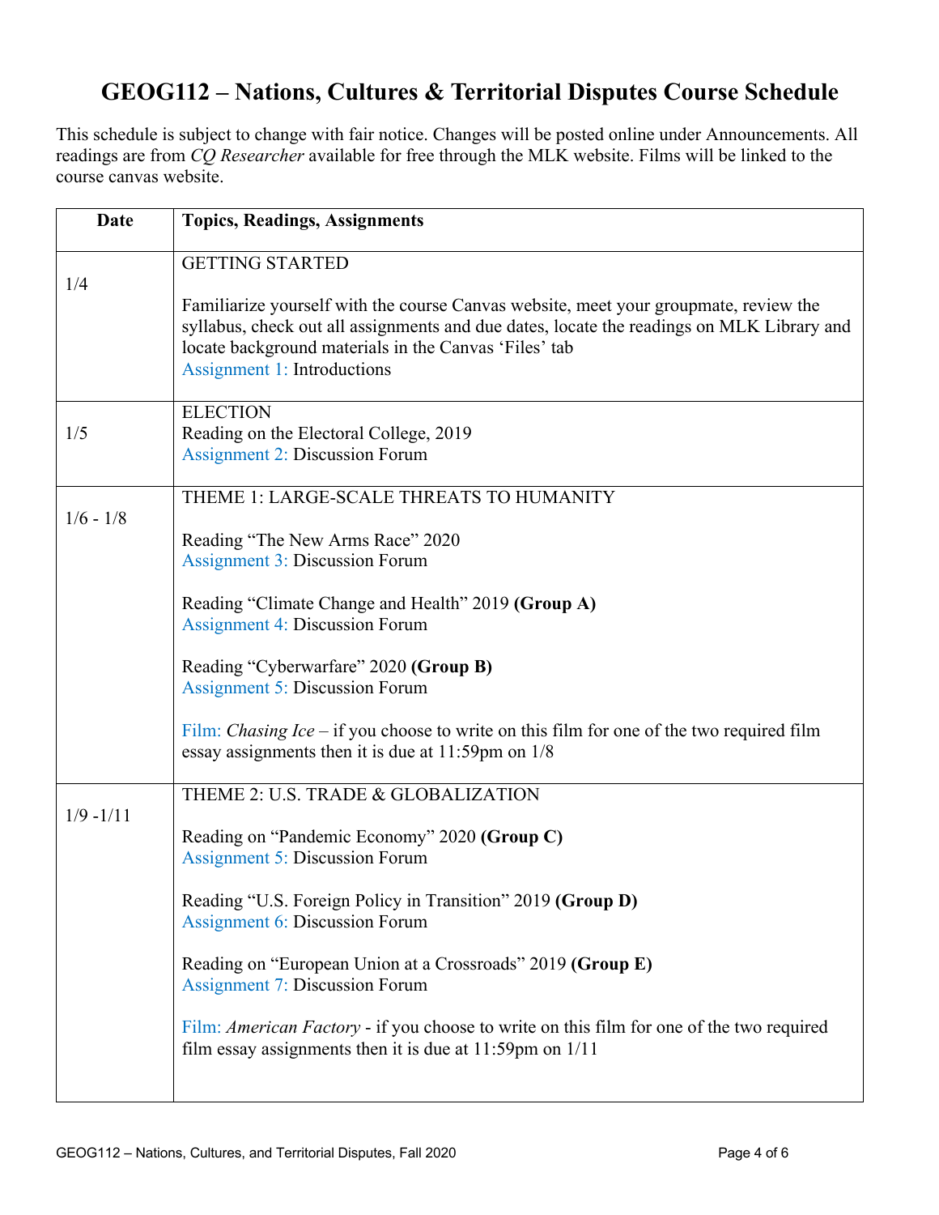# GEOG112 – Nations, Cultures & Territorial Disputes Course Schedule

This schedule is subject to change with fair notice. Changes will be posted online under Announcements. All readings are from *CQ Researcher* available for free through the MLK website. Films will be linked to the course canvas website.

| Date | Topics, Readings, Assignments |
|---|---|
| 1/4 | GETTING STARTED<br><br>Familiarize yourself with the course Canvas website, meet your groupmate, review the syllabus, check out all assignments and due dates, locate the readings on MLK Library and locate background materials in the Canvas 'Files' tab<br>Assignment 1: Introductions |
| 1/5 | ELECTION<br>Reading on the Electoral College, 2019<br>Assignment 2: Discussion Forum |
| 1/6 - 1/8 | THEME 1: LARGE-SCALE THREATS TO HUMANITY<br><br>Reading "The New Arms Race" 2020<br>Assignment 3: Discussion Forum<br><br>Reading "Climate Change and Health" 2019 **(Group A)**<br>Assignment 4: Discussion Forum<br><br>Reading "Cyberwarfare" 2020 **(Group B)**<br>Assignment 5: Discussion Forum<br><br>Film: *Chasing Ice* – if you choose to write on this film for one of the two required film essay assignments then it is due at 11:59pm on 1/8 |
| 1/9 -1/11 | THEME 2: U.S. TRADE & GLOBALIZATION<br><br>Reading on "Pandemic Economy" 2020 **(Group C)**<br>Assignment 5: Discussion Forum<br><br>Reading "U.S. Foreign Policy in Transition" 2019 **(Group D)**<br>Assignment 6: Discussion Forum<br><br>Reading on "European Union at a Crossroads" 2019 **(Group E)**<br>Assignment 7: Discussion Forum<br><br>Film: *American Factory* - if you choose to write on this film for one of the two required film essay assignments then it is due at 11:59pm on 1/11 |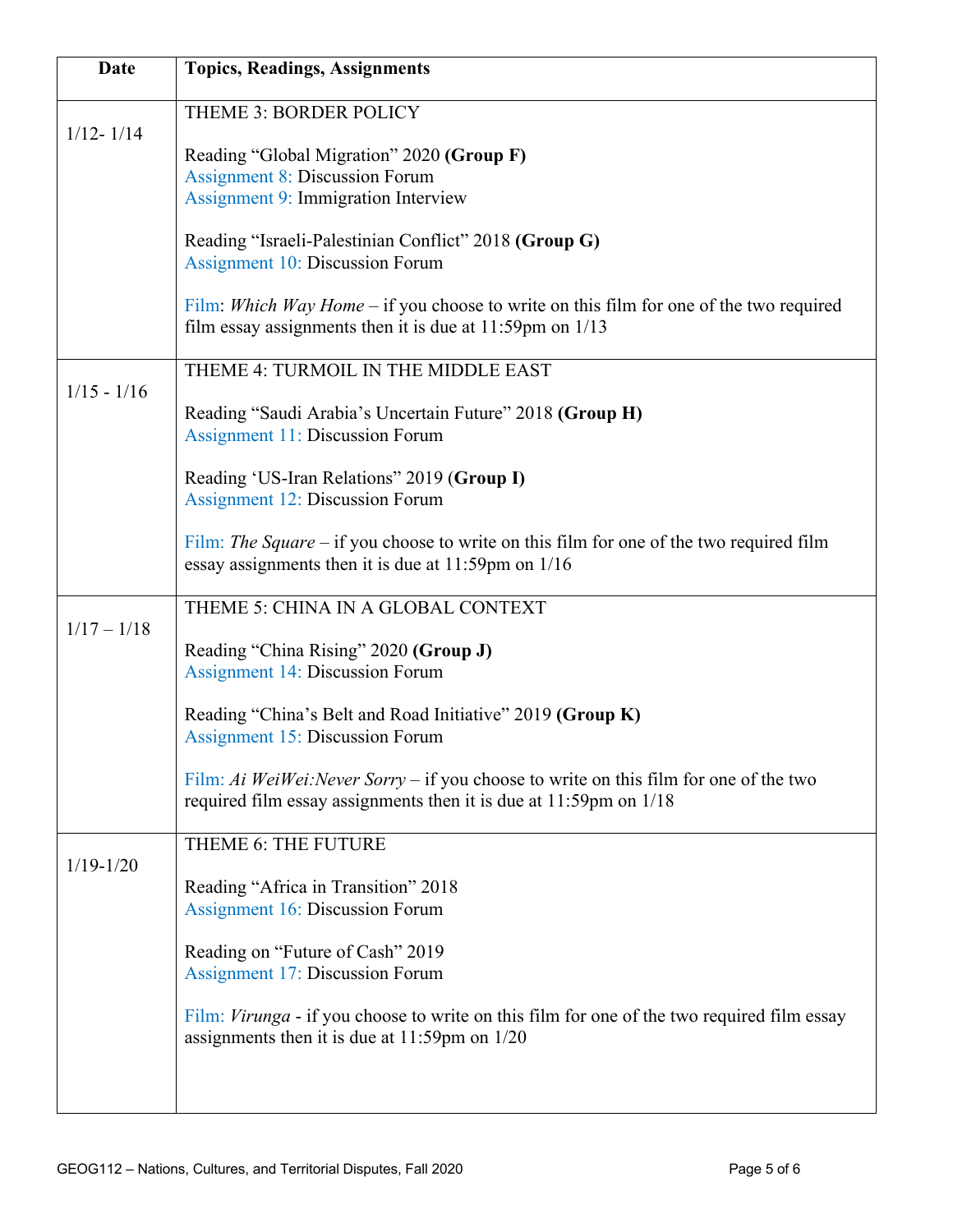| Date | Topics, Readings, Assignments |
|---|---|
| 1/12- 1/14 | THEME 3: BORDER POLICY<br><br>Reading “Global Migration” 2020 **(Group F)**<br>Assignment 8: Discussion Forum<br>Assignment 9: Immigration Interview<br><br>Reading “Israeli-Palestinian Conflict” 2018 **(Group G)**<br>Assignment 10: Discussion Forum<br><br>Film: *Which Way Home* – if you choose to write on this film for one of the two required film essay assignments then it is due at 11:59pm on 1/13 |
| 1/15 - 1/16 | THEME 4: TURMOIL IN THE MIDDLE EAST<br><br>Reading “Saudi Arabia’s Uncertain Future” 2018 **(Group H)**<br>Assignment 11: Discussion Forum<br><br>Reading ‘US-Iran Relations” 2019 (**Group I)**<br>Assignment 12: Discussion Forum<br><br>Film: *The Square* – if you choose to write on this film for one of the two required film essay assignments then it is due at 11:59pm on 1/16 |
| 1/17 – 1/18 | THEME 5: CHINA IN A GLOBAL CONTEXT<br><br>Reading “China Rising” 2020 **(Group J)**<br>Assignment 14: Discussion Forum<br><br>Reading “China’s Belt and Road Initiative” 2019 **(Group K)**<br>Assignment 15: Discussion Forum<br><br>Film: *Ai WeiWei:Never Sorry* – if you choose to write on this film for one of the two required film essay assignments then it is due at 11:59pm on 1/18 |
| 1/19-1/20 | THEME 6: THE FUTURE<br><br>Reading “Africa in Transition” 2018<br>Assignment 16: Discussion Forum<br><br>Reading on “Future of Cash” 2019<br>Assignment 17: Discussion Forum<br><br>Film: *Virunga* - if you choose to write on this film for one of the two required film essay assignments then it is due at 11:59pm on 1/20 |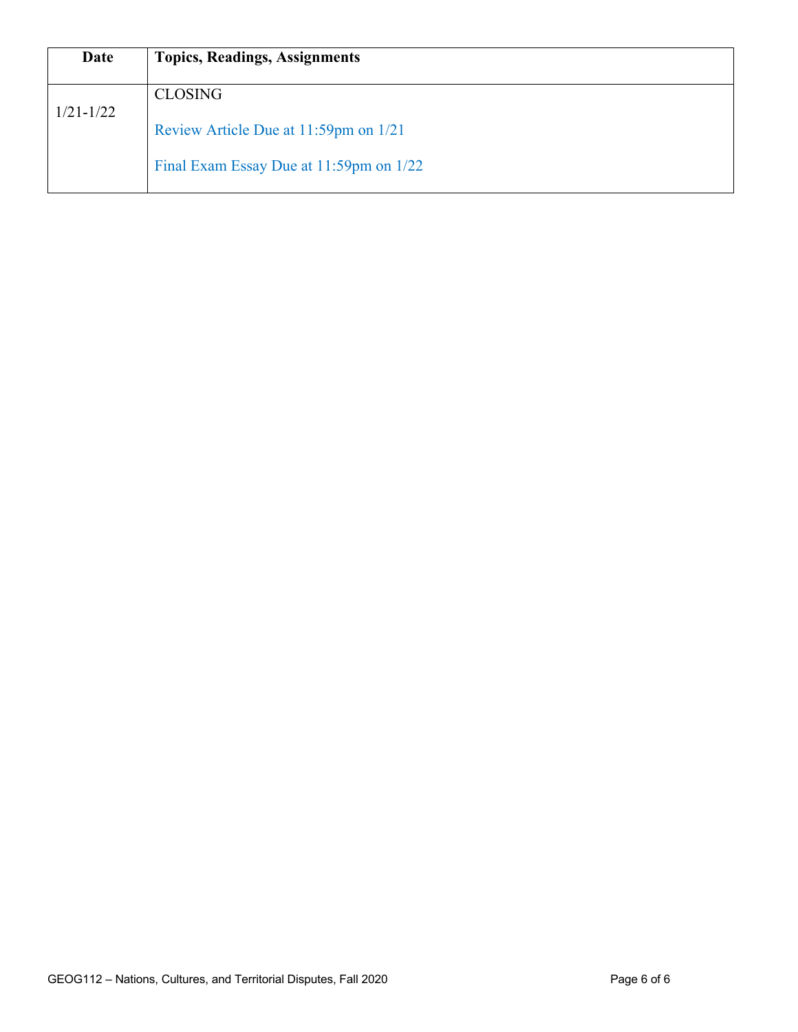| Date | Topics, Readings, Assignments |
|---|---|
| 1/21-1/22 | CLOSING<br><br>Review Article Due at 11:59pm on 1/21<br><br>Final Exam Essay Due at 11:59pm on 1/22 |